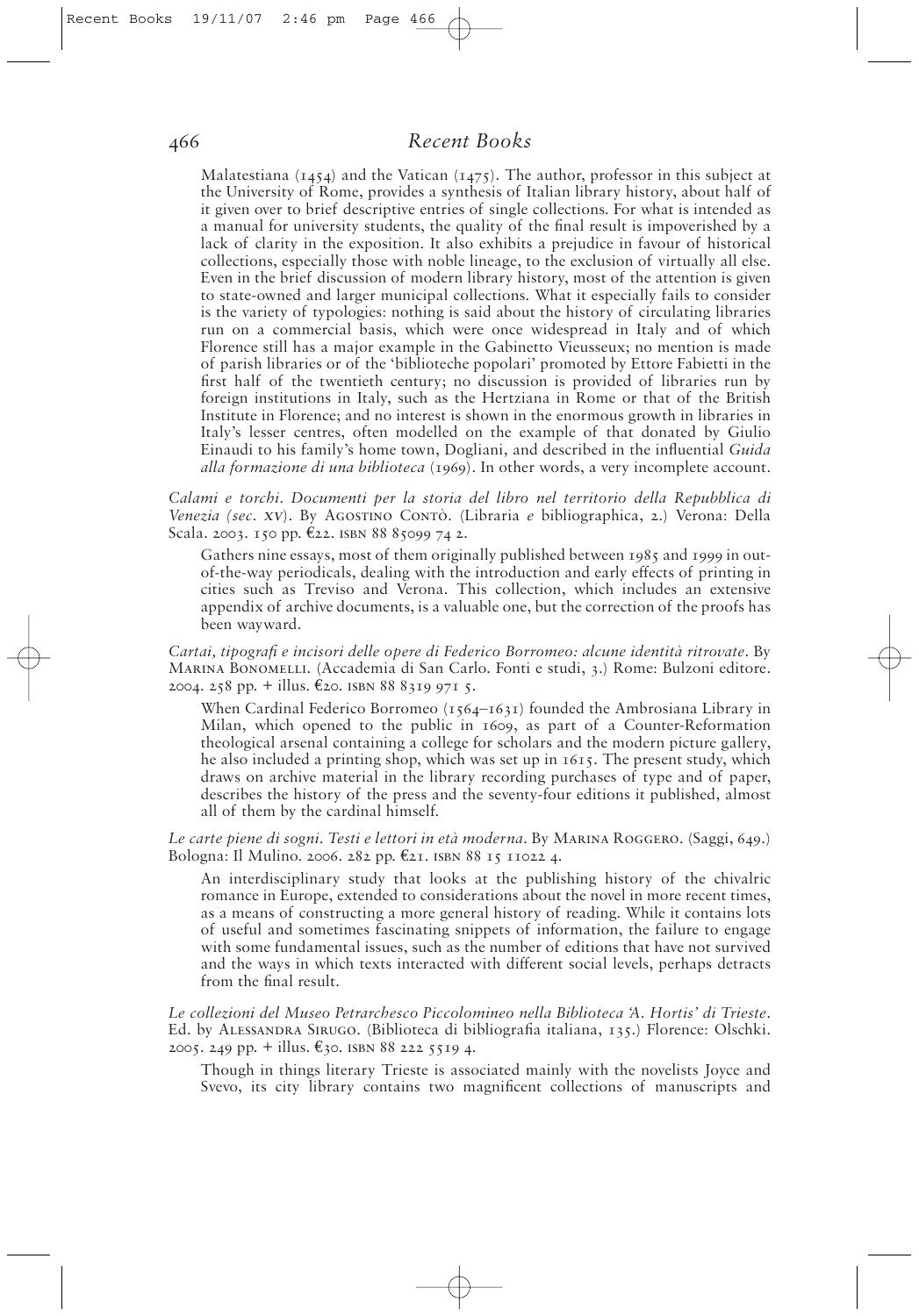Malatestiana (1454) and the Vatican (1475). The author, professor in this subject at the University of Rome, provides a synthesis of Italian library history, about half of it given over to brief descriptive entries of single collections. For what is intended as a manual for university students, the quality of the final result is impoverished by a lack of clarity in the exposition. It also exhibits a prejudice in favour of historical collections, especially those with noble lineage, to the exclusion of virtually all else. Even in the brief discussion of modern library history, most of the attention is given to state-owned and larger municipal collections. What it especially fails to consider is the variety of typologies: nothing is said about the history of circulating libraries run on a commercial basis, which were once widespread in Italy and of which Florence still has a major example in the Gabinetto Vieusseux; no mention is made of parish libraries or of the 'biblioteche popolari' promoted by Ettore Fabietti in the first half of the twentieth century; no discussion is provided of libraries run by foreign institutions in Italy, such as the Hertziana in Rome or that of the British Institute in Florence; and no interest is shown in the enormous growth in libraries in Italy's lesser centres, often modelled on the example of that donated by Giulio Einaudi to his family's home town, Dogliani, and described in the influential *Guida alla formazione di una biblioteca* (1969). In other words, a very incomplete account.

*Calami e torchi. Documenti per la storia del libro nel territorio della Repubblica di Venezia (sec. XV).* By Agostino Contò. (Libraria *e* bibliographica, 2.) Verona: Della Scala. 2003. 150 pp. €22. ISBN 88 85099 74 2.

Gathers nine essays, most of them originally published between 1985 and 1999 in out-of-the-way periodicals, dealing with the introduction and early effects of printing in cities such as Treviso and Verona. This collection, which includes an extensive appendix of archive documents, is a valuable one, but the correction of the proofs has been wayward.

*Cartai, tipografi e incisori delle opere di Federico Borromeo: alcune identità ritrovate.* By Marina Bonomelli. (Accademia di San Carlo. Fonti e studi, 3.) Rome: Bulzoni editore. 2004. 258 pp. + illus. €20. ISBN 88 8319 971 5.

When Cardinal Federico Borromeo (1564–1631) founded the Ambrosiana Library in Milan, which opened to the public in 1609, as part of a Counter-Reformation theological arsenal containing a college for scholars and the modern picture gallery, he also included a printing shop, which was set up in 1615. The present study, which draws on archive material in the library recording purchases of type and of paper, describes the history of the press and the seventy-four editions it published, almost all of them by the cardinal himself.

*Le carte piene di sogni. Testi e lettori in età moderna.* By Marina Roggero. (Saggi, 649.) Bologna: Il Mulino. 2006. 282 pp. €21. ISBN 88 15 11022 4.

An interdisciplinary study that looks at the publishing history of the chivalric romance in Europe, extended to considerations about the novel in more recent times, as a means of constructing a more general history of reading. While it contains lots of useful and sometimes fascinating snippets of information, the failure to engage with some fundamental issues, such as the number of editions that have not survived and the ways in which texts interacted with different social levels, perhaps detracts from the final result.

*Le collezioni del Museo Petrarchesco Piccolomineo nella Biblioteca 'A. Hortis' di Trieste.* Ed. by Alessandra Sirugo. (Biblioteca di bibliografia italiana, 135.) Florence: Olschki. 2005. 249 pp. + illus. €30. ISBN 88 222 5519 4.

Though in things literary Trieste is associated mainly with the novelists Joyce and Svevo, its city library contains two magnificent collections of manuscripts and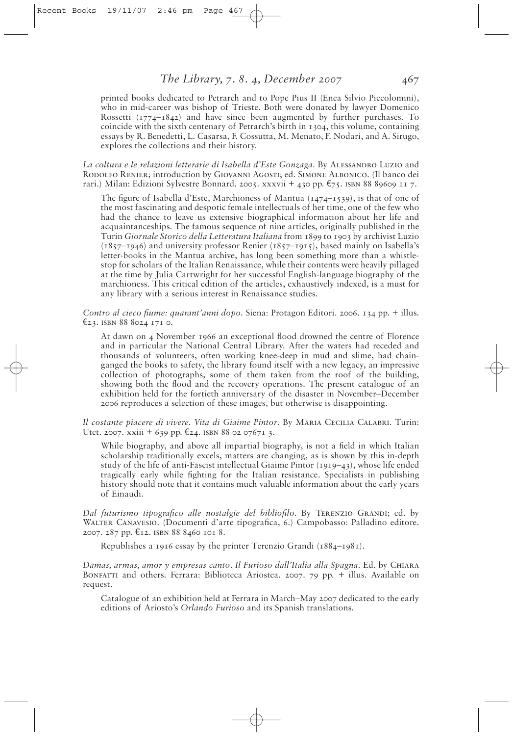printed books dedicated to Petrarch and to Pope Pius II (Enea Silvio Piccolomini), who in mid-career was bishop of Trieste. Both were donated by lawyer Domenico Rossetti (1774–1842) and have since been augmented by further purchases. To coincide with the sixth centenary of Petrarch's birth in 1304, this volume, containing essays by R. Benedetti, L. Casarsa, F. Cossutta, M. Menato, F. Nodari, and A. Sirugo, explores the collections and their history.

*La coltura e le relazioni letterarie di Isabella d'Este Gonzaga*. By ALESSANDRO LUZIO and RODOLFO RENIER; introduction by GIOVANNI AGOSTI; ed. SIMONE ALBONICO. (Il banco dei rari.) Milan: Edizioni Sylvestre Bonnard. 2005. xxxvii + 430 pp. €75. ISBN 88 89609 11 7.

The figure of Isabella d'Este, Marchioness of Mantua (1474–1539), is that of one of the most fascinating and despotic female intellectuals of her time, one of the few who had the chance to leave us extensive biographical information about her life and acquaintanceships. The famous sequence of nine articles, originally published in the Turin *Giornale Storico della Letteratura Italiana* from 1899 to 1903 by archivist Luzio (1857–1946) and university professor Renier (1857–1915), based mainly on Isabella's letter-books in the Mantua archive, has long been something more than a whistle-stop for scholars of the Italian Renaissance, while their contents were heavily pillaged at the time by Julia Cartwright for her successful English-language biography of the marchioness. This critical edition of the articles, exhaustively indexed, is a must for any library with a serious interest in Renaissance studies.

*Contro al cieco fiume: quarant'anni dopo*. Siena: Protagon Editori. 2006. 134 pp. + illus. €23. ISBN 88 8024 171 0.

At dawn on 4 November 1966 an exceptional flood drowned the centre of Florence and in particular the National Central Library. After the waters had receded and thousands of volunteers, often working knee-deep in mud and slime, had chain-ganged the books to safety, the library found itself with a new legacy, an impressive collection of photographs, some of them taken from the roof of the building, showing both the flood and the recovery operations. The present catalogue of an exhibition held for the fortieth anniversary of the disaster in November–December 2006 reproduces a selection of these images, but otherwise is disappointing.

*Il costante piacere di vivere. Vita di Giaime Pintor*. By MARIA CECILIA CALABRI. Turin: Utet. 2007. xxiii + 639 pp. €24. ISBN 88 02 07671 3.

While biography, and above all impartial biography, is not a field in which Italian scholarship traditionally excels, matters are changing, as is shown by this in-depth study of the life of anti-Fascist intellectual Giaime Pintor (1919–43), whose life ended tragically early while fighting for the Italian resistance. Specialists in publishing history should note that it contains much valuable information about the early years of Einaudi.

*Dal futurismo tipografico alle nostalgie del bibliofilo*. By TERENZIO GRANDI; ed. by WALTER CANAVESIO. (Documenti d'arte tipografica, 6.) Campobasso: Palladino editore. 2007. 287 pp. €12. ISBN 88 8460 101 8.

Republishes a 1916 essay by the printer Terenzio Grandi (1884–1981).

*Damas, armas, amor y empresas canto. Il Furioso dall'Italia alla Spagna*. Ed. by CHIARA BONFATTI and others. Ferrara: Biblioteca Ariostea. 2007. 79 pp. + illus. Available on request.

Catalogue of an exhibition held at Ferrara in March–May 2007 dedicated to the early editions of Ariosto's *Orlando Furioso* and its Spanish translations.